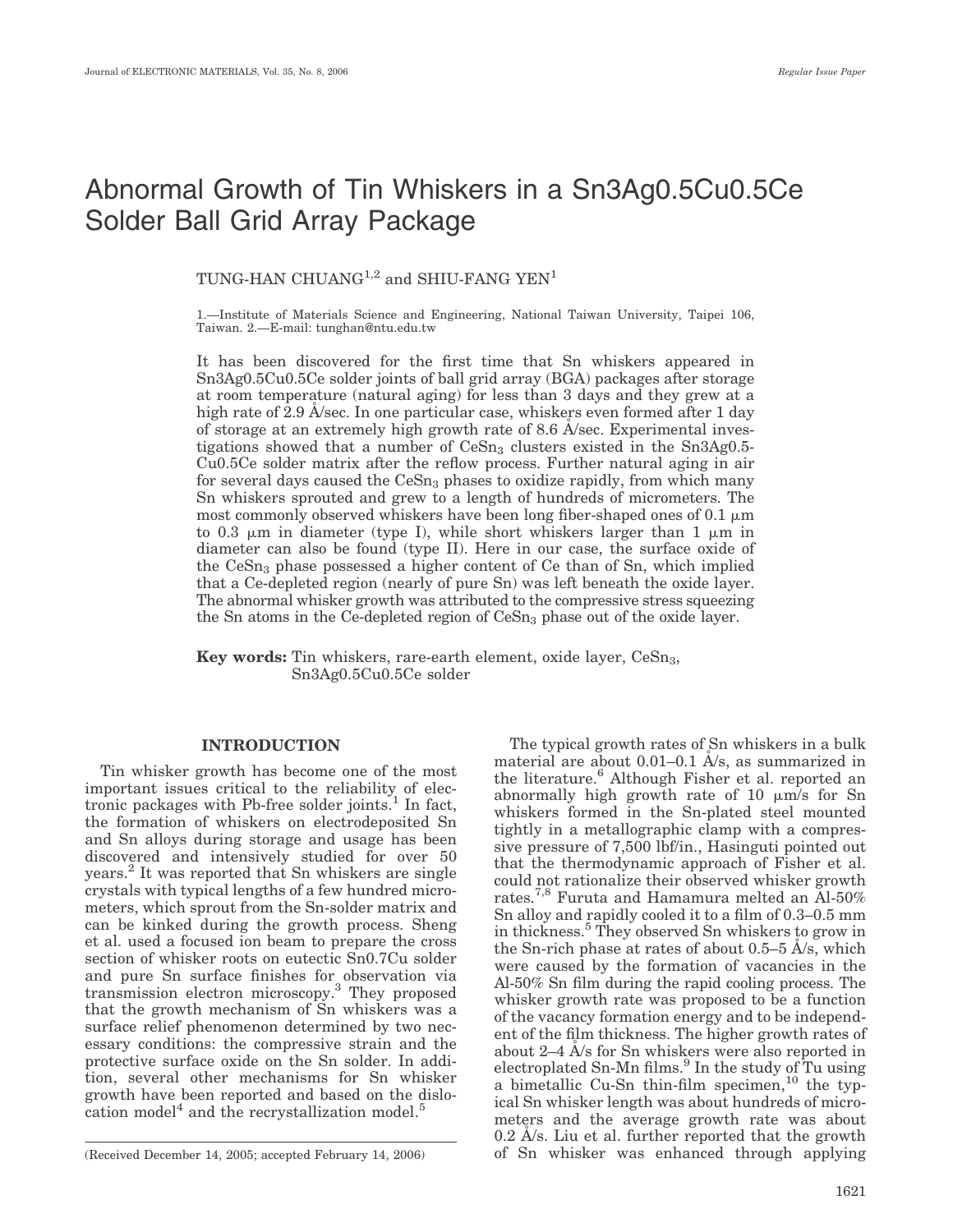# Abnormal Growth of Tin Whiskers in a Sn3Ag0.5Cu0.5Ce Solder Ball Grid Array Package

TUNG-HAN CHUANG[1,2] and SHIU-FANG YEN[1]

1.—Institute of Materials Science and Engineering, National Taiwan University, Taipei 106, Taiwan. 2.—E-mail: tunghan@ntu.edu.tw

It has been discovered for the first time that Sn whiskers appeared in Sn3Ag0.5Cu0.5Ce solder joints of ball grid array (BGA) packages after storage at room temperature (natural aging) for less than 3 days and they grew at a high rate of 2.9 Å/sec. In one particular case, whiskers even formed after 1 day of storage at an extremely high growth rate of 8.6 Å/sec. Experimental investigations showed that a number of $CeSn_3$ clusters existed in the Sn3Ag0.5-Cu0.5Ce solder matrix after the reflow process. Further natural aging in air for several days caused the $CeSn_3$ phases to oxidize rapidly, from which many Sn whiskers sprouted and grew to a length of hundreds of micrometers. The most commonly observed whiskers have been long fiber-shaped ones of 0.1 μm to 0.3 μm in diameter (type I), while short whiskers larger than 1 μm in diameter can also be found (type II). Here in our case, the surface oxide of the $CeSn_3$ phase possessed a higher content of Ce than of Sn, which implied that a Ce-depleted region (nearly of pure Sn) was left beneath the oxide layer. The abnormal whisker growth was attributed to the compressive stress squeezing the Sn atoms in the Ce-depleted region of $CeSn_3$ phase out of the oxide layer.

**Key words:** Tin whiskers, rare-earth element, oxide layer, $CeSn_3$, Sn3Ag0.5Cu0.5Ce solder

## INTRODUCTION

Tin whisker growth has become one of the most important issues critical to the reliability of electronic packages with Pb-free solder joints.[1] In fact, the formation of whiskers on electrodeposited Sn and Sn alloys during storage and usage has been discovered and intensively studied for over 50 years.[2] It was reported that Sn whiskers are single crystals with typical lengths of a few hundred micrometers, which sprout from the Sn-solder matrix and can be kinked during the growth process. Sheng et al. used a focused ion beam to prepare the cross section of whisker roots on eutectic Sn0.7Cu solder and pure Sn surface finishes for observation via transmission electron microscopy.[3] They proposed that the growth mechanism of Sn whiskers was a surface relief phenomenon determined by two necessary conditions: the compressive strain and the protective surface oxide on the Sn solder. In addition, several other mechanisms for Sn whisker growth have been reported and based on the dislocation model[4] and the recrystallization model.[5]

The typical growth rates of Sn whiskers in a bulk material are about 0.01–0.1 Å/s, as summarized in the literature.[6] Although Fisher et al. reported an abnormally high growth rate of 10 μm/s for Sn whiskers formed in the Sn-plated steel mounted tightly in a metallographic clamp with a compressive pressure of 7,500 lbf/in., Hasinguti pointed out that the thermodynamic approach of Fisher et al. could not rationalize their observed whisker growth rates.[7,8] Furuta and Hamamura melted an Al-50% Sn alloy and rapidly cooled it to a film of 0.3–0.5 mm in thickness.[5] They observed Sn whiskers to grow in the Sn-rich phase at rates of about 0.5–5 Å/s, which were caused by the formation of vacancies in the Al-50% Sn film during the rapid cooling process. The whisker growth rate was proposed to be a function of the vacancy formation energy and to be independent of the film thickness. The higher growth rates of about 2–4 Å/s for Sn whiskers were also reported in electroplated Sn-Mn films.[9] In the study of Tu using a bimetallic Cu-Sn thin-film specimen,[10] the typical Sn whisker length was about hundreds of micrometers and the average growth rate was about 0.2 Å/s. Liu et al. further reported that the growth of Sn whisker was enhanced through applying

(Received December 14, 2005; accepted February 14, 2006)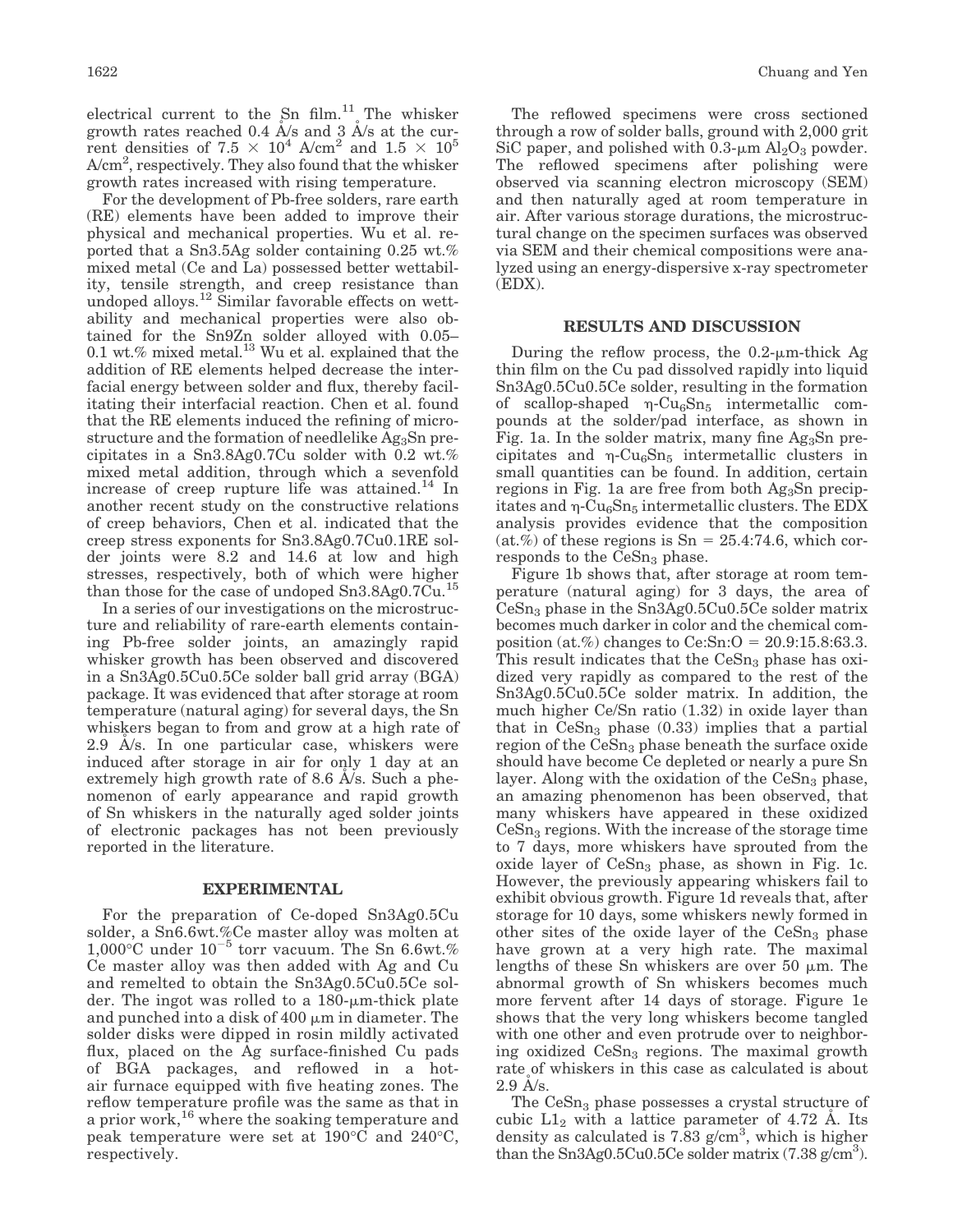electrical current to the Sn film.[11] The whisker growth rates reached 0.4 Å/s and 3 Å/s at the current densities of $7.5 \times 10^4$ A/cm$^2$ and $1.5 \times 10^5$ A/cm$^2$, respectively. They also found that the whisker growth rates increased with rising temperature.

For the development of Pb-free solders, rare earth (RE) elements have been added to improve their physical and mechanical properties. Wu et al. reported that a Sn3.5Ag solder containing 0.25 wt.% mixed metal (Ce and La) possessed better wettability, tensile strength, and creep resistance than undoped alloys.[12] Similar favorable effects on wettability and mechanical properties were also obtained for the Sn9Zn solder alloyed with 0.05–0.1 wt.% mixed metal.[13] Wu et al. explained that the addition of RE elements helped decrease the interfacial energy between solder and flux, thereby facilitating their interfacial reaction. Chen et al. found that the RE elements induced the refining of microstructure and the formation of needlelike $Ag_3Sn$ precipitates in a Sn3.8Ag0.7Cu solder with 0.2 wt.% mixed metal addition, through which a sevenfold increase of creep rupture life was attained.[14] In another recent study on the constructive relations of creep behaviors, Chen et al. indicated that the creep stress exponents for Sn3.8Ag0.7Cu0.1RE solder joints were 8.2 and 14.6 at low and high stresses, respectively, both of which were higher than those for the case of undoped Sn3.8Ag0.7Cu.[15]

In a series of our investigations on the microstructure and reliability of rare-earth elements containing Pb-free solder joints, an amazingly rapid whisker growth has been observed and discovered in a Sn3Ag0.5Cu0.5Ce solder ball grid array (BGA) package. It was evidenced that after storage at room temperature (natural aging) for several days, the Sn whiskers began to from and grow at a high rate of 2.9 Å/s. In one particular case, whiskers were induced after storage in air for only 1 day at an extremely high growth rate of 8.6 Å/s. Such a phenomenon of early appearance and rapid growth of Sn whiskers in the naturally aged solder joints of electronic packages has not been previously reported in the literature.

## EXPERIMENTAL

For the preparation of Ce-doped Sn3Ag0.5Cu solder, a Sn6.6wt.%Ce master alloy was molten at 1,000°C under $10^{-5}$ torr vacuum. The Sn 6.6wt.% Ce master alloy was then added with Ag and Cu and remelted to obtain the Sn3Ag0.5Cu0.5Ce solder. The ingot was rolled to a 180-μm-thick plate and punched into a disk of 400 μm in diameter. The solder disks were dipped in rosin mildly activated flux, placed on the Ag surface-finished Cu pads of BGA packages, and reflowed in a hot-air furnace equipped with five heating zones. The reflow temperature profile was the same as that in a prior work,[16] where the soaking temperature and peak temperature were set at 190°C and 240°C, respectively.

The reflowed specimens were cross sectioned through a row of solder balls, ground with 2,000 grit SiC paper, and polished with 0.3-μm $Al_2O_3$ powder. The reflowed specimens after polishing were observed via scanning electron microscopy (SEM) and then naturally aged at room temperature in air. After various storage durations, the microstructural change on the specimen surfaces was observed via SEM and their chemical compositions were analyzed using an energy-dispersive x-ray spectrometer (EDX).

## RESULTS AND DISCUSSION

During the reflow process, the 0.2-μm-thick Ag thin film on the Cu pad dissolved rapidly into liquid Sn3Ag0.5Cu0.5Ce solder, resulting in the formation of scallop-shaped $\eta$-$Cu_6Sn_5$ intermetallic compounds at the solder/pad interface, as shown in Fig. 1a. In the solder matrix, many fine $Ag_3Sn$ precipitates and $\eta$-$Cu_6Sn_5$ intermetallic clusters in small quantities can be found. In addition, certain regions in Fig. 1a are free from both $Ag_3Sn$ precipitates and $\eta$-$Cu_6Sn_5$ intermetallic clusters. The EDX analysis provides evidence that the composition (at.%) of these regions is Sn = 25.4:74.6, which corresponds to the $CeSn_3$ phase.

Figure 1b shows that, after storage at room temperature (natural aging) for 3 days, the area of $CeSn_3$ phase in the Sn3Ag0.5Cu0.5Ce solder matrix becomes much darker in color and the chemical composition (at.%) changes to Ce:Sn:O = 20.9:15.8:63.3. This result indicates that the $CeSn_3$ phase has oxidized very rapidly as compared to the rest of the Sn3Ag0.5Cu0.5Ce solder matrix. In addition, the much higher Ce/Sn ratio (1.32) in oxide layer than that in $CeSn_3$ phase (0.33) implies that a partial region of the $CeSn_3$ phase beneath the surface oxide should have become Ce depleted or nearly a pure Sn layer. Along with the oxidation of the $CeSn_3$ phase, an amazing phenomenon has been observed, that many whiskers have appeared in these oxidized $CeSn_3$ regions. With the increase of the storage time to 7 days, more whiskers have sprouted from the oxide layer of $CeSn_3$ phase, as shown in Fig. 1c. However, the previously appearing whiskers fail to exhibit obvious growth. Figure 1d reveals that, after storage for 10 days, some whiskers newly formed in other sites of the oxide layer of the $CeSn_3$ phase have grown at a very high rate. The maximal lengths of these Sn whiskers are over 50 μm. The abnormal growth of Sn whiskers becomes much more fervent after 14 days of storage. Figure 1e shows that the very long whiskers become tangled with one other and even protrude over to neighboring oxidized $CeSn_3$ regions. The maximal growth rate of whiskers in this case as calculated is about 2.9 Å/s.

The $CeSn_3$ phase possesses a crystal structure of cubic $L1_2$ with a lattice parameter of 4.72 Å. Its density as calculated is 7.83 g/cm$^3$, which is higher than the Sn3Ag0.5Cu0.5Ce solder matrix (7.38 g/cm$^3$).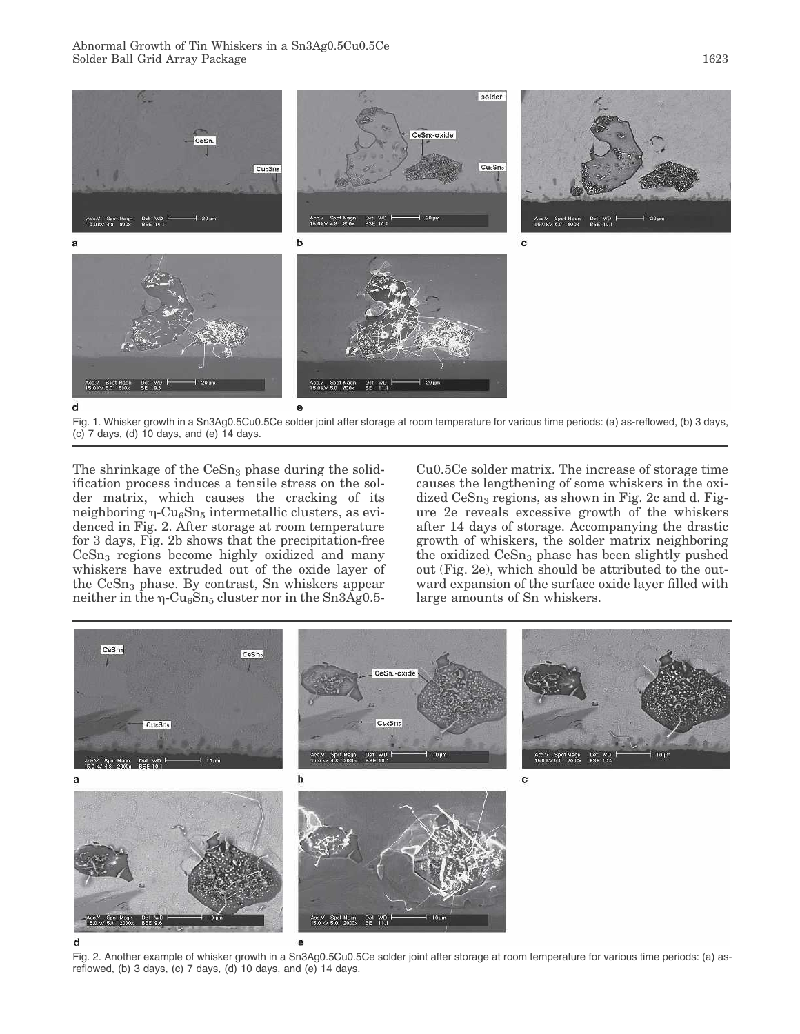Fig. 1. Whisker growth in a Sn3Ag0.5Cu0.5Ce solder joint after storage at room temperature for various time periods: (a) as-reflowed, (b) 3 days, (c) 7 days, (d) 10 days, and (e) 14 days.

The shrinkage of the $CeSn_3$ phase during the solidification process induces a tensile stress on the solder matrix, which causes the cracking of its neighboring η-$Cu_6Sn_5$ intermetallic clusters, as evidenced in Fig. 2. After storage at room temperature for 3 days, Fig. 2b shows that the precipitation-free $CeSn_3$ regions become highly oxidized and many whiskers have extruded out of the oxide layer of the $CeSn_3$ phase. By contrast, Sn whiskers appear neither in the η-$Cu_6Sn_5$ cluster nor in the Sn3Ag0.5Cu0.5Ce solder matrix. The increase of storage time causes the lengthening of some whiskers in the oxidized $CeSn_3$ regions, as shown in Fig. 2c and d. Figure 2e reveals excessive growth of the whiskers after 14 days of storage. Accompanying the drastic growth of whiskers, the solder matrix neighboring the oxidized $CeSn_3$ phase has been slightly pushed out (Fig. 2e), which should be attributed to the outward expansion of the surface oxide layer filled with large amounts of Sn whiskers.

Fig. 2. Another example of whisker growth in a Sn3Ag0.5Cu0.5Ce solder joint after storage at room temperature for various time periods: (a) as-reflowed, (b) 3 days, (c) 7 days, (d) 10 days, and (e) 14 days.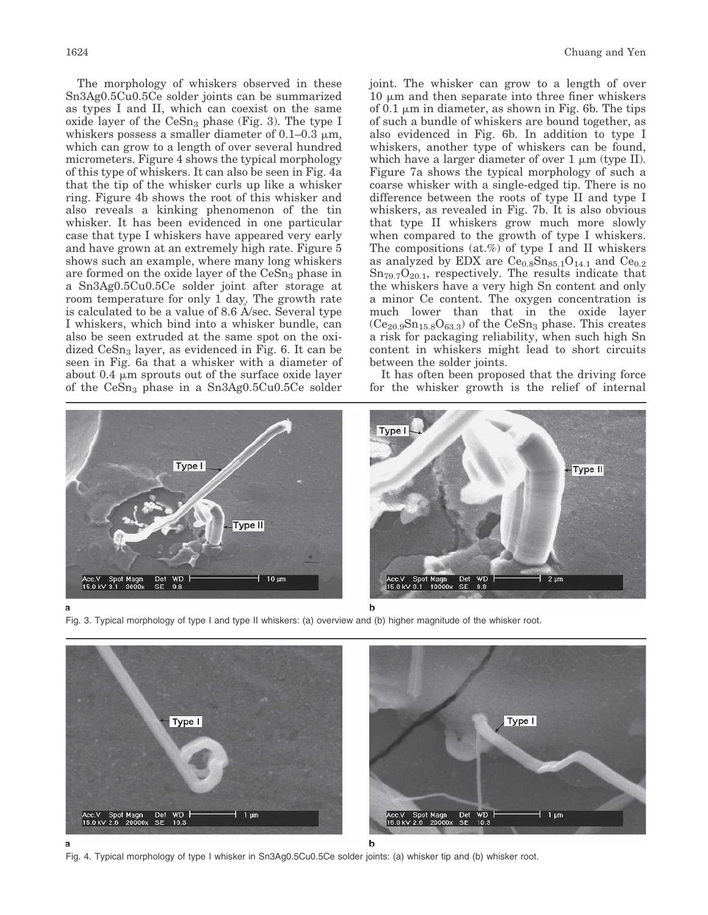The morphology of whiskers observed in these Sn3Ag0.5Cu0.5Ce solder joints can be summarized as types I and II, which can coexist on the same oxide layer of the $CeSn_3$ phase (Fig. 3). The type I whiskers possess a smaller diameter of 0.1–0.3 μm, which can grow to a length of over several hundred micrometers. Figure 4 shows the typical morphology of this type of whiskers. It can also be seen in Fig. 4a that the tip of the whisker curls up like a whisker ring. Figure 4b shows the root of this whisker and also reveals a kinking phenomenon of the tin whisker. It has been evidenced in one particular case that type I whiskers have appeared very early and have grown at an extremely high rate. Figure 5 shows such an example, where many long whiskers are formed on the oxide layer of the $CeSn_3$ phase in a Sn3Ag0.5Cu0.5Ce solder joint after storage at room temperature for only 1 day. The growth rate is calculated to be a value of 8.6 Å/sec. Several type I whiskers, which bind into a whisker bundle, can also be seen extruded at the same spot on the oxidized $CeSn_3$ layer, as evidenced in Fig. 6. It can be seen in Fig. 6a that a whisker with a diameter of about 0.4 μm sprouts out of the surface oxide layer of the $CeSn_3$ phase in a Sn3Ag0.5Cu0.5Ce solder joint. The whisker can grow to a length of over 10 μm and then separate into three finer whiskers of 0.1 μm in diameter, as shown in Fig. 6b. The tips of such a bundle of whiskers are bound together, as also evidenced in Fig. 6b. In addition to type I whiskers, another type of whiskers can be found, which have a larger diameter of over 1 μm (type II). Figure 7a shows the typical morphology of such a coarse whisker with a single-edged tip. There is no difference between the roots of type II and type I whiskers, as revealed in Fig. 7b. It is also obvious that type II whiskers grow much more slowly when compared to the growth of type I whiskers. The compositions (at.%) of type I and II whiskers as analyzed by EDX are $Ce_{0.8}Sn_{85.1}O_{14.1}$ and $Ce_{0.2}Sn_{79.7}O_{20.1}$, respectively. The results indicate that the whiskers have a very high Sn content and only a minor Ce content. The oxygen concentration is much lower than that in the oxide layer ($Ce_{20.9}Sn_{15.8}O_{63.3}$) of the $CeSn_3$ phase. This creates a risk for packaging reliability, when such high Sn content in whiskers might lead to short circuits between the solder joints.

It has often been proposed that the driving force for the whisker growth is the relief of internal

Fig. 3. Typical morphology of type I and type II whiskers: (a) overview and (b) higher magnitude of the whisker root.

Fig. 4. Typical morphology of type I whisker in Sn3Ag0.5Cu0.5Ce solder joints: (a) whisker tip and (b) whisker root.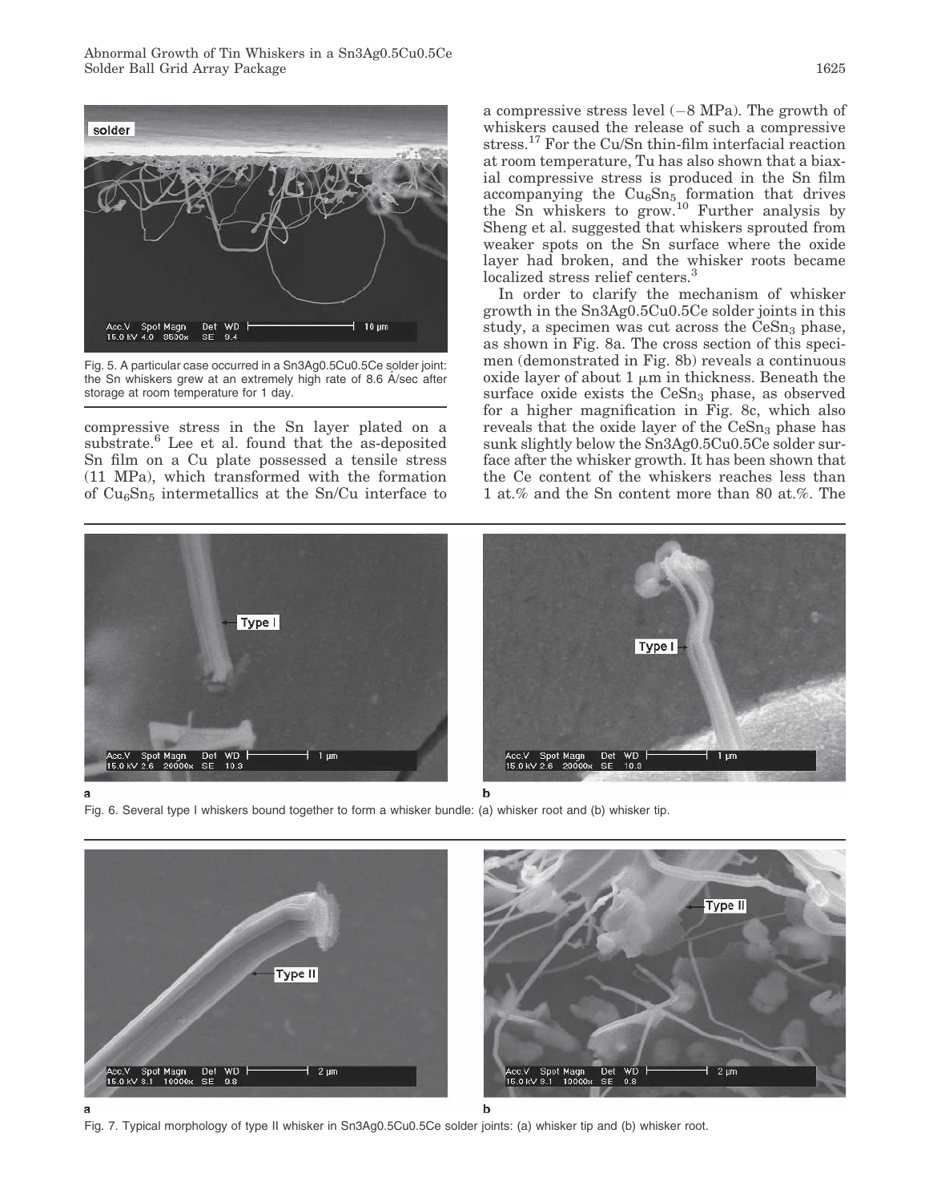Fig. 5. A particular case occurred in a Sn3Ag0.5Cu0.5Ce solder joint: the Sn whiskers grew at an extremely high rate of 8.6 Å/sec after storage at room temperature for 1 day.

compressive stress in the Sn layer plated on a substrate.[6] Lee et al. found that the as-deposited Sn film on a Cu plate possessed a tensile stress (11 MPa), which transformed with the formation of $Cu_6Sn_5$ intermetallics at the Sn/Cu interface to a compressive stress level (−8 MPa). The growth of whiskers caused the release of such a compressive stress.[17] For the Cu/Sn thin-film interfacial reaction at room temperature, Tu has also shown that a biaxial compressive stress is produced in the Sn film accompanying the $Cu_6Sn_5$ formation that drives the Sn whiskers to grow.[10] Further analysis by Sheng et al. suggested that whiskers sprouted from weaker spots on the Sn surface where the oxide layer had broken, and the whisker roots became localized stress relief centers.[3]

In order to clarify the mechanism of whisker growth in the Sn3Ag0.5Cu0.5Ce solder joints in this study, a specimen was cut across the $CeSn_3$ phase, as shown in Fig. 8a. The cross section of this specimen (demonstrated in Fig. 8b) reveals a continuous oxide layer of about 1 μm in thickness. Beneath the surface oxide exists the $CeSn_3$ phase, as observed for a higher magnification in Fig. 8c, which also reveals that the oxide layer of the $CeSn_3$ phase has sunk slightly below the Sn3Ag0.5Cu0.5Ce solder surface after the whisker growth. It has been shown that the Ce content of the whiskers reaches less than 1 at.% and the Sn content more than 80 at.%. The

Fig. 6. Several type I whiskers bound together to form a whisker bundle: (a) whisker root and (b) whisker tip.

Fig. 7. Typical morphology of type II whisker in Sn3Ag0.5Cu0.5Ce solder joints: (a) whisker tip and (b) whisker root.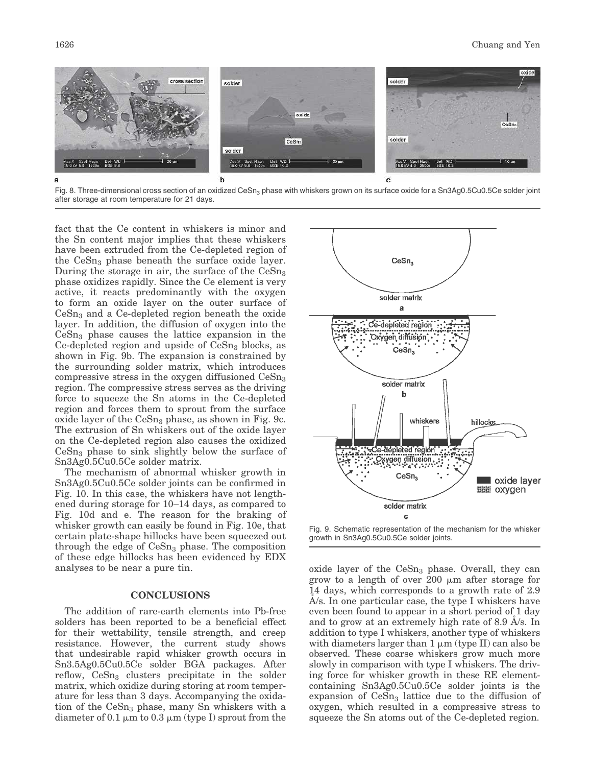Fig. 8. Three-dimensional cross section of an oxidized $CeSn_3$ phase with whiskers grown on its surface oxide for a Sn3Ag0.5Cu0.5Ce solder joint after storage at room temperature for 21 days.

fact that the Ce content in whiskers is minor and the Sn content major implies that these whiskers have been extruded from the Ce-depleted region of the $CeSn_3$ phase beneath the surface oxide layer. During the storage in air, the surface of the $CeSn_3$ phase oxidizes rapidly. Since the Ce element is very active, it reacts predominantly with the oxygen to form an oxide layer on the outer surface of $CeSn_3$ and a Ce-depleted region beneath the oxide layer. In addition, the diffusion of oxygen into the $CeSn_3$ phase causes the lattice expansion in the Ce-depleted region and upside of $CeSn_3$ blocks, as shown in Fig. 9b. The expansion is constrained by the surrounding solder matrix, which introduces compressive stress in the oxygen diffusioned $CeSn_3$ region. The compressive stress serves as the driving force to squeeze the Sn atoms in the Ce-depleted region and forces them to sprout from the surface oxide layer of the $CeSn_3$ phase, as shown in Fig. 9c. The extrusion of Sn whiskers out of the oxide layer on the Ce-depleted region also causes the oxidized $CeSn_3$ phase to sink slightly below the surface of Sn3Ag0.5Cu0.5Ce solder matrix.

The mechanism of abnormal whisker growth in Sn3Ag0.5Cu0.5Ce solder joints can be confirmed in Fig. 10. In this case, the whiskers have not lengthened during storage for 10–14 days, as compared to Fig. 10d and e. The reason for the braking of whisker growth can easily be found in Fig. 10e, that certain plate-shape hillocks have been squeezed out through the edge of $CeSn_3$ phase. The composition of these edge hillocks has been evidenced by EDX analyses to be near a pure tin.

Fig. 9. Schematic representation of the mechanism for the whisker growth in Sn3Ag0.5Cu0.5Ce solder joints.

## CONCLUSIONS

The addition of rare-earth elements into Pb-free solders has been reported to be a beneficial effect for their wettability, tensile strength, and creep resistance. However, the current study shows that undesirable rapid whisker growth occurs in Sn3.5Ag0.5Cu0.5Ce solder BGA packages. After reflow, $CeSn_3$ clusters precipitate in the solder matrix, which oxidize during storing at room temperature for less than 3 days. Accompanying the oxidation of the $CeSn_3$ phase, many Sn whiskers with a diameter of 0.1 μm to 0.3 μm (type I) sprout from the oxide layer of the $CeSn_3$ phase. Overall, they can grow to a length of over 200 μm after storage for 14 days, which corresponds to a growth rate of 2.9 Å/s. In one particular case, the type I whiskers have even been found to appear in a short period of 1 day and to grow at an extremely high rate of 8.9 Å/s. In addition to type I whiskers, another type of whiskers with diameters larger than 1 μm (type II) can also be observed. These coarse whiskers grow much more slowly in comparison with type I whiskers. The driving force for whisker growth in these RE element-containing Sn3Ag0.5Cu0.5Ce solder joints is the expansion of $CeSn_3$ lattice due to the diffusion of oxygen, which resulted in a compressive stress to squeeze the Sn atoms out of the Ce-depleted region.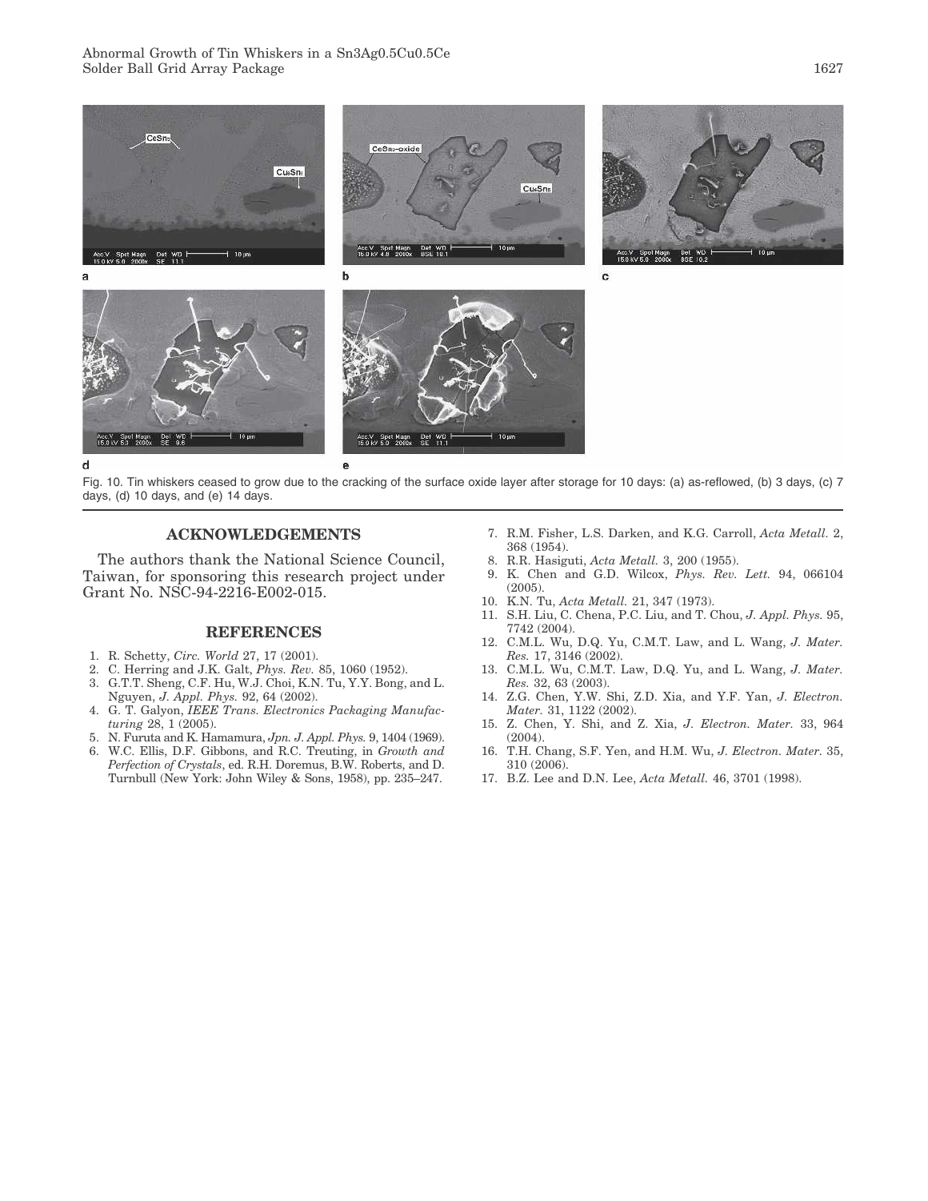Fig. 10. Tin whiskers ceased to grow due to the cracking of the surface oxide layer after storage for 10 days: (a) as-reflowed, (b) 3 days, (c) 7 days, (d) 10 days, and (e) 14 days.

## ACKNOWLEDGEMENTS

The authors thank the National Science Council, Taiwan, for sponsoring this research project under Grant No. NSC-94-2216-E002-015.

## REFERENCES

1. R. Schetty, *Circ. World* 27, 17 (2001).
2. C. Herring and J.K. Galt, *Phys. Rev.* 85, 1060 (1952).
3. G.T.T. Sheng, C.F. Hu, W.J. Choi, K.N. Tu, Y.Y. Bong, and L. Nguyen, *J. Appl. Phys.* 92, 64 (2002).
4. G. T. Galyon, *IEEE Trans. Electronics Packaging Manufacturing* 28, 1 (2005).
5. N. Furuta and K. Hamamura, *Jpn. J. Appl. Phys.* 9, 1404 (1969).
6. W.C. Ellis, D.F. Gibbons, and R.C. Treuting, in *Growth and Perfection of Crystals*, ed. R.H. Doremus, B.W. Roberts, and D. Turnbull (New York: John Wiley & Sons, 1958), pp. 235–247.
7. R.M. Fisher, L.S. Darken, and K.G. Carroll, *Acta Metall.* 2, 368 (1954).
8. R.R. Hasiguti, *Acta Metall.* 3, 200 (1955).
9. K. Chen and G.D. Wilcox, *Phys. Rev. Lett.* 94, 066104 (2005).
10. K.N. Tu, *Acta Metall.* 21, 347 (1973).
11. S.H. Liu, C. Chena, P.C. Liu, and T. Chou, *J. Appl. Phys.* 95, 7742 (2004).
12. C.M.L. Wu, D.Q. Yu, C.M.T. Law, and L. Wang, *J. Mater. Res.* 17, 3146 (2002).
13. C.M.L. Wu, C.M.T. Law, D.Q. Yu, and L. Wang, *J. Mater. Res.* 32, 63 (2003).
14. Z.G. Chen, Y.W. Shi, Z.D. Xia, and Y.F. Yan, *J. Electron. Mater.* 31, 1122 (2002).
15. Z. Chen, Y. Shi, and Z. Xia, *J. Electron. Mater.* 33, 964 (2004).
16. T.H. Chang, S.F. Yen, and H.M. Wu, *J. Electron. Mater.* 35, 310 (2006).
17. B.Z. Lee and D.N. Lee, *Acta Metall.* 46, 3701 (1998).